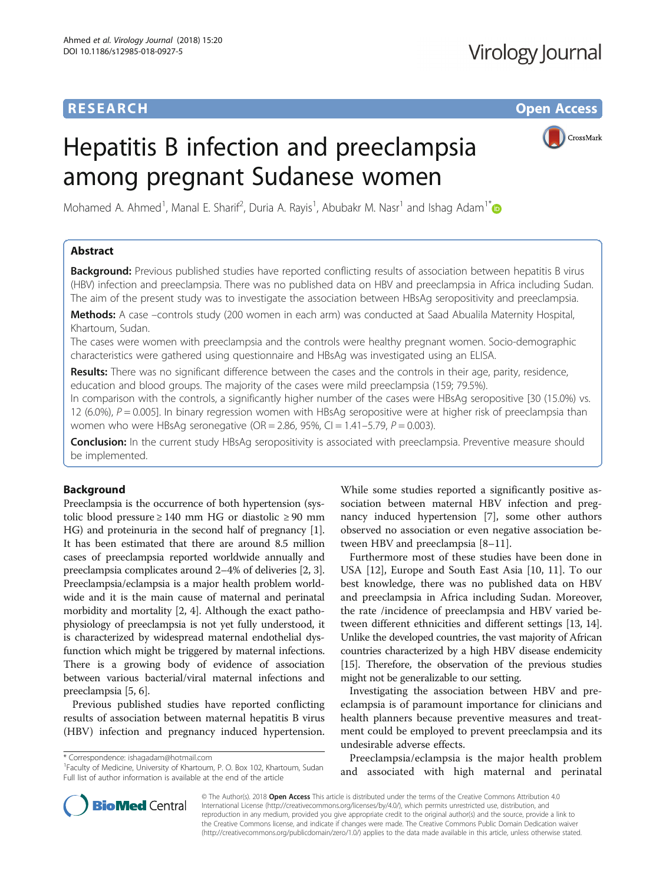**RESEARCH** **Open Access**

# Hepatitis B infection and preeclampsia among pregnant Sudanese women

Mohamed A. Ahmed[1], Manal E. Sharif[2], Duria A. Rayis[1], Abubakr M. Nasr[1] and Ishag Adam[1*]

## Abstract

**Background:** Previous published studies have reported conflicting results of association between hepatitis B virus (HBV) infection and preeclampsia. There was no published data on HBV and preeclampsia in Africa including Sudan. The aim of the present study was to investigate the association between HBsAg seropositivity and preeclampsia.

**Methods:** A case –controls study (200 women in each arm) was conducted at Saad Abualila Maternity Hospital, Khartoum, Sudan.

The cases were women with preeclampsia and the controls were healthy pregnant women. Socio-demographic characteristics were gathered using questionnaire and HBsAg was investigated using an ELISA.

**Results:** There was no significant difference between the cases and the controls in their age, parity, residence, education and blood groups. The majority of the cases were mild preeclampsia (159; 79.5%).

In comparison with the controls, a significantly higher number of the cases were HBsAg seropositive [30 (15.0%) vs. 12 (6.0%), $P = 0.005$]. In binary regression women with HBsAg seropositive were at higher risk of preeclampsia than women who were HBsAg seronegative (OR = 2.86, 95%, CI = 1.41–5.79, $P = 0.003$).

**Conclusion:** In the current study HBsAg seropositivity is associated with preeclampsia. Preventive measure should be implemented.

## Background

Preeclampsia is the occurrence of both hypertension (systolic blood pressure ≥ 140 mm HG or diastolic ≥ 90 mm HG) and proteinuria in the second half of pregnancy [1]. It has been estimated that there are around 8.5 million cases of preeclampsia reported worldwide annually and preeclampsia complicates around 2–4% of deliveries [2, 3]. Preeclampsia/eclampsia is a major health problem worldwide and it is the main cause of maternal and perinatal morbidity and mortality [2, 4]. Although the exact pathophysiology of preeclampsia is not yet fully understood, it is characterized by widespread maternal endothelial dysfunction which might be triggered by maternal infections. There is a growing body of evidence of association between various bacterial/viral maternal infections and preeclampsia [5, 6].

Previous published studies have reported conflicting results of association between maternal hepatitis B virus (HBV) infection and pregnancy induced hypertension. While some studies reported a significantly positive association between maternal HBV infection and pregnancy induced hypertension [7], some other authors observed no association or even negative association between HBV and preeclampsia [8–11].

Furthermore most of these studies have been done in USA [12], Europe and South East Asia [10, 11]. To our best knowledge, there was no published data on HBV and preeclampsia in Africa including Sudan. Moreover, the rate /incidence of preeclampsia and HBV varied between different ethnicities and different settings [13, 14]. Unlike the developed countries, the vast majority of African countries characterized by a high HBV disease endemicity [15]. Therefore, the observation of the previous studies might not be generalizable to our setting.

Investigating the association between HBV and preeclampsia is of paramount importance for clinicians and health planners because preventive measures and treatment could be employed to prevent preeclampsia and its undesirable adverse effects.

Preeclampsia/eclampsia is the major health problem and associated with high maternal and perinatal

\* Correspondence: ishagadam@hotmail.com
[1]Faculty of Medicine, University of Khartoum, P. O. Box 102, Khartoum, Sudan
Full list of author information is available at the end of the article

© The Author(s). 2018 **Open Access** This article is distributed under the terms of the Creative Commons Attribution 4.0 International License (http://creativecommons.org/licenses/by/4.0/), which permits unrestricted use, distribution, and reproduction in any medium, provided you give appropriate credit to the original author(s) and the source, provide a link to the Creative Commons license, and indicate if changes were made. The Creative Commons Public Domain Dedication waiver (http://creativecommons.org/publicdomain/zero/1.0/) applies to the data made available in this article, unless otherwise stated.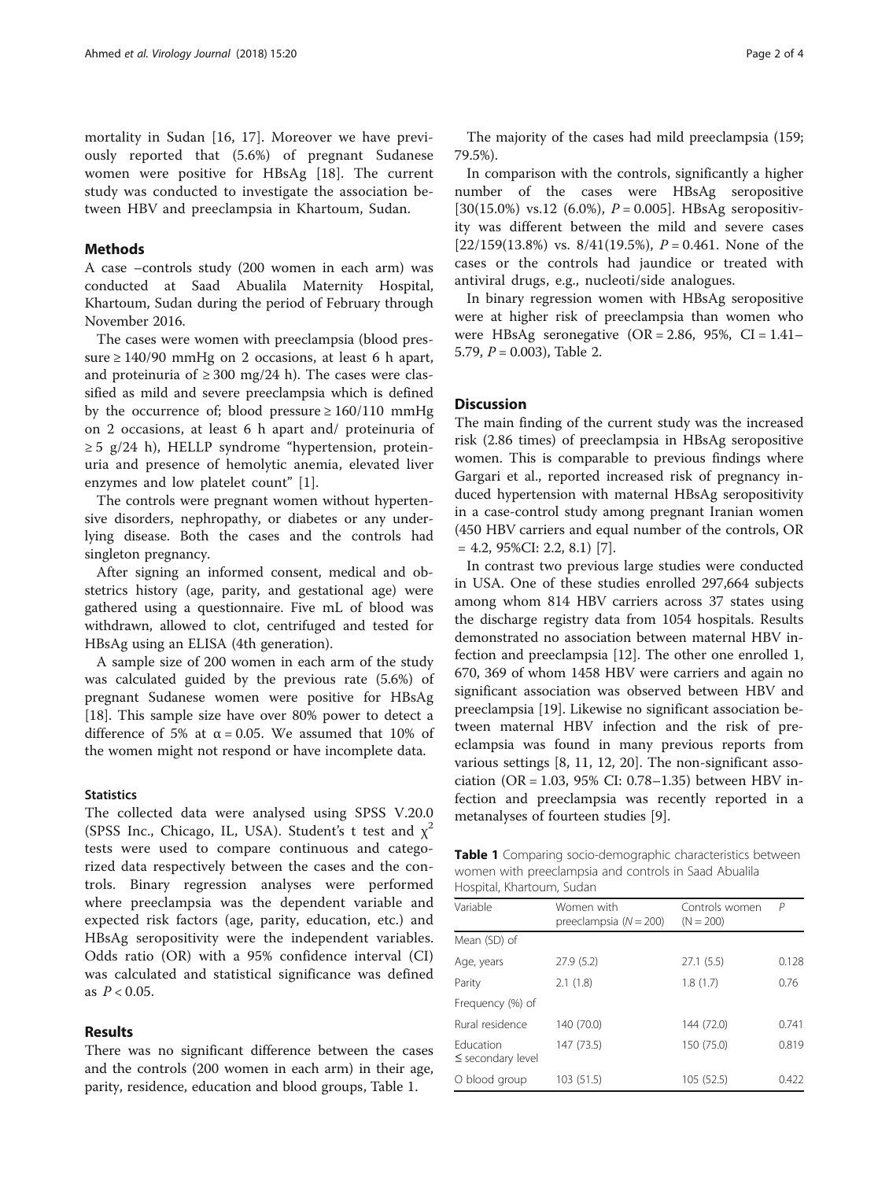mortality in Sudan [16, 17]. Moreover we have previously reported that (5.6%) of pregnant Sudanese women were positive for HBsAg [18]. The current study was conducted to investigate the association between HBV and preeclampsia in Khartoum, Sudan.

## Methods

A case –controls study (200 women in each arm) was conducted at Saad Abualila Maternity Hospital, Khartoum, Sudan during the period of February through November 2016.

The cases were women with preeclampsia (blood pressure ≥ 140/90 mmHg on 2 occasions, at least 6 h apart, and proteinuria of ≥ 300 mg/24 h). The cases were classified as mild and severe preeclampsia which is defined by the occurrence of; blood pressure ≥ 160/110 mmHg on 2 occasions, at least 6 h apart and/ proteinuria of ≥ 5 g/24 h), HELLP syndrome "hypertension, proteinuria and presence of hemolytic anemia, elevated liver enzymes and low platelet count" [1].

The controls were pregnant women without hypertensive disorders, nephropathy, or diabetes or any underlying disease. Both the cases and the controls had singleton pregnancy.

After signing an informed consent, medical and obstetrics history (age, parity, and gestational age) were gathered using a questionnaire. Five mL of blood was withdrawn, allowed to clot, centrifuged and tested for HBsAg using an ELISA (4th generation).

A sample size of 200 women in each arm of the study was calculated guided by the previous rate (5.6%) of pregnant Sudanese women were positive for HBsAg [18]. This sample size have over 80% power to detect a difference of 5% at $\alpha = 0.05$. We assumed that 10% of the women might not respond or have incomplete data.

### Statistics

The collected data were analysed using SPSS V.20.0 (SPSS Inc., Chicago, IL, USA). Student's t test and $\chi^2$ tests were used to compare continuous and categorized data respectively between the cases and the controls. Binary regression analyses were performed where preeclampsia was the dependent variable and expected risk factors (age, parity, education, etc.) and HBsAg seropositivity were the independent variables. Odds ratio (OR) with a 95% confidence interval (CI) was calculated and statistical significance was defined as $P < 0.05$.

## Results

There was no significant difference between the cases and the controls (200 women in each arm) in their age, parity, residence, education and blood groups, Table 1.

The majority of the cases had mild preeclampsia (159; 79.5%).

In comparison with the controls, significantly a higher number of the cases were HBsAg seropositive [30(15.0%) vs.12 (6.0%), $P = 0.005$]. HBsAg seropositivity was different between the mild and severe cases [22/159(13.8%) vs. 8/41(19.5%), $P = 0.461$. None of the cases or the controls had jaundice or treated with antiviral drugs, e.g., nucleoti/side analogues.

In binary regression women with HBsAg seropositive were at higher risk of preeclampsia than women who were HBsAg seronegative (OR = 2.86, 95%, CI = 1.41–5.79, $P = 0.003$), Table 2.

## Discussion

The main finding of the current study was the increased risk (2.86 times) of preeclampsia in HBsAg seropositive women. This is comparable to previous findings where Gargari et al., reported increased risk of pregnancy induced hypertension with maternal HBsAg seropositivity in a case-control study among pregnant Iranian women (450 HBV carriers and equal number of the controls, OR = 4.2, 95%CI: 2.2, 8.1) [7].

In contrast two previous large studies were conducted in USA. One of these studies enrolled 297,664 subjects among whom 814 HBV carriers across 37 states using the discharge registry data from 1054 hospitals. Results demonstrated no association between maternal HBV infection and preeclampsia [12]. The other one enrolled 1, 670, 369 of whom 1458 HBV were carriers and again no significant association was observed between HBV and preeclampsia [19]. Likewise no significant association between maternal HBV infection and the risk of preeclampsia was found in many previous reports from various settings [8, 11, 12, 20]. The non-significant association (OR = 1.03, 95% CI: 0.78–1.35) between HBV infection and preeclampsia was recently reported in a metanalyses of fourteen studies [9].

**Table 1** Comparing socio-demographic characteristics between women with preeclampsia and controls in Saad Abualila Hospital, Khartoum, Sudan

| Variable | Women with preeclampsia (*N* = 200) | Controls women (N = 200) | *P* |
|---|---|---|---|
| Mean (SD) of | | | |
| Age, years | 27.9 (5.2) | 27.1 (5.5) | 0.128 |
| Parity | 2.1 (1.8) | 1.8 (1.7) | 0.76 |
| Frequency (%) of | | | |
| Rural residence | 140 (70.0) | 144 (72.0) | 0.741 |
| Education ≤ secondary level | 147 (73.5) | 150 (75.0) | 0.819 |
| O blood group | 103 (51.5) | 105 (52.5) | 0.422 |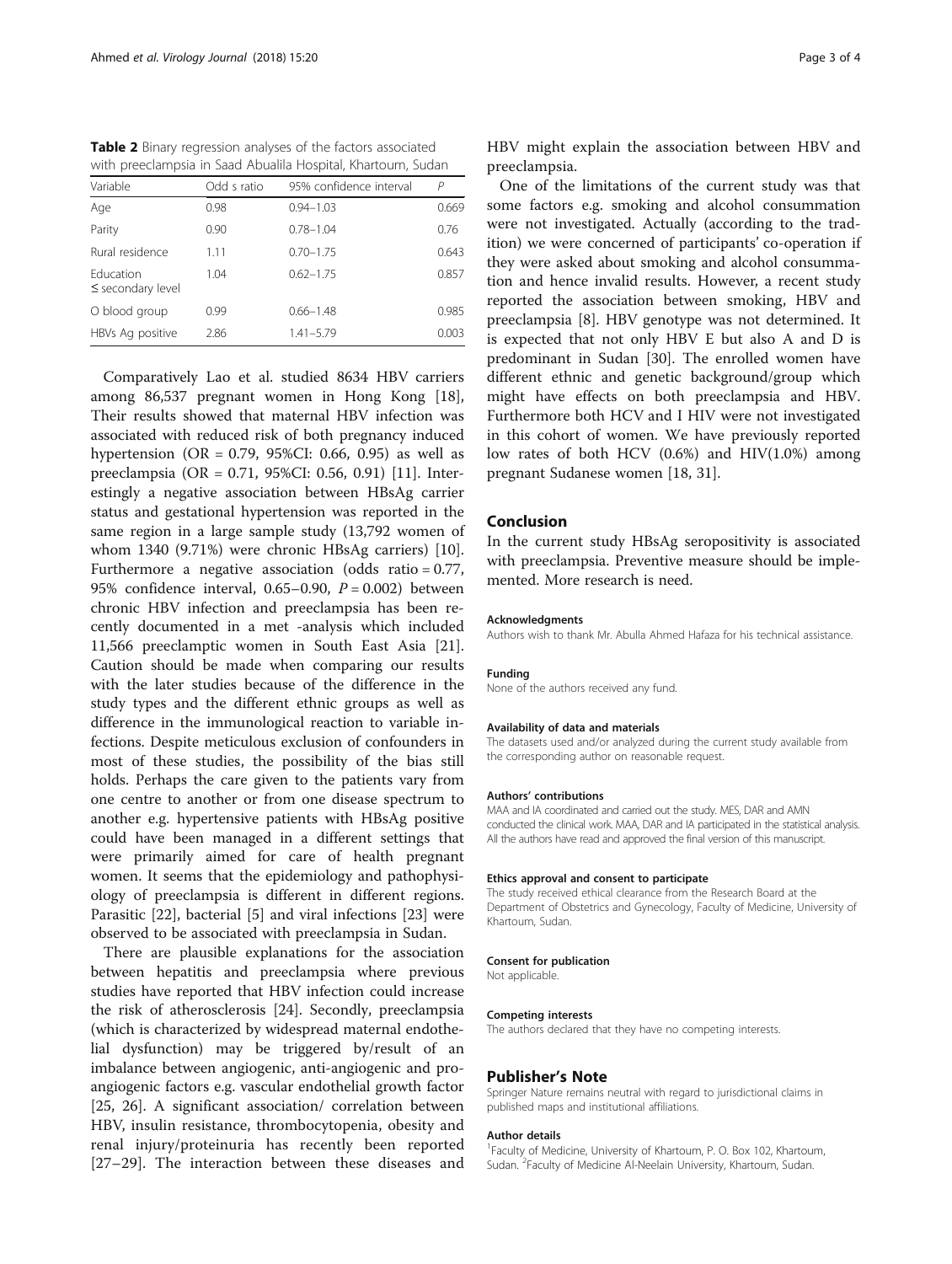**Table 2** Binary regression analyses of the factors associated with preeclampsia in Saad Abualila Hospital, Khartoum, Sudan

| Variable | Odd s ratio | 95% confidence interval | P |
|---|---|---|---|
| Age | 0.98 | 0.94–1.03 | 0.669 |
| Parity | 0.90 | 0.78–1.04 | 0.76 |
| Rural residence | 1.11 | 0.70–1.75 | 0.643 |
| Education ≤ secondary level | 1.04 | 0.62–1.75 | 0.857 |
| O blood group | 0.99 | 0.66–1.48 | 0.985 |
| HBVs Ag positive | 2.86 | 1.41–5.79 | 0.003 |

Comparatively Lao et al. studied 8634 HBV carriers among 86,537 pregnant women in Hong Kong [18], Their results showed that maternal HBV infection was associated with reduced risk of both pregnancy induced hypertension (OR = 0.79, 95%CI: 0.66, 0.95) as well as preeclampsia (OR = 0.71, 95%CI: 0.56, 0.91) [11]. Interestingly a negative association between HBsAg carrier status and gestational hypertension was reported in the same region in a large sample study (13,792 women of whom 1340 (9.71%) were chronic HBsAg carriers) [10]. Furthermore a negative association (odds ratio = 0.77, 95% confidence interval, 0.65–0.90, $P = 0.002$) between chronic HBV infection and preeclampsia has been recently documented in a met -analysis which included 11,566 preeclamptic women in South East Asia [21]. Caution should be made when comparing our results with the later studies because of the difference in the study types and the different ethnic groups as well as difference in the immunological reaction to variable infections. Despite meticulous exclusion of confounders in most of these studies, the possibility of the bias still holds. Perhaps the care given to the patients vary from one centre to another or from one disease spectrum to another e.g. hypertensive patients with HBsAg positive could have been managed in a different settings that were primarily aimed for care of health pregnant women. It seems that the epidemiology and pathophysiology of preeclampsia is different in different regions. Parasitic [22], bacterial [5] and viral infections [23] were observed to be associated with preeclampsia in Sudan.

There are plausible explanations for the association between hepatitis and preeclampsia where previous studies have reported that HBV infection could increase the risk of atherosclerosis [24]. Secondly, preeclampsia (which is characterized by widespread maternal endothelial dysfunction) may be triggered by/result of an imbalance between angiogenic, anti-angiogenic and pro-angiogenic factors e.g. vascular endothelial growth factor [25, 26]. A significant association/ correlation between HBV, insulin resistance, thrombocytopenia, obesity and renal injury/proteinuria has recently been reported [27–29]. The interaction between these diseases and HBV might explain the association between HBV and preeclampsia.

One of the limitations of the current study was that some factors e.g. smoking and alcohol consummation were not investigated. Actually (according to the tradition) we were concerned of participants' co-operation if they were asked about smoking and alcohol consummation and hence invalid results. However, a recent study reported the association between smoking, HBV and preeclampsia [8]. HBV genotype was not determined. It is expected that not only HBV E but also A and D is predominant in Sudan [30]. The enrolled women have different ethnic and genetic background/group which might have effects on both preeclampsia and HBV. Furthermore both HCV and I HIV were not investigated in this cohort of women. We have previously reported low rates of both HCV (0.6%) and HIV(1.0%) among pregnant Sudanese women [18, 31].

## Conclusion

In the current study HBsAg seropositivity is associated with preeclampsia. Preventive measure should be implemented. More research is need.

#### Acknowledgments

Authors wish to thank Mr. Abulla Ahmed Hafaza for his technical assistance.

#### Funding

None of the authors received any fund.

#### Availability of data and materials

The datasets used and/or analyzed during the current study available from the corresponding author on reasonable request.

#### Authors' contributions

MAA and IA coordinated and carried out the study. MES, DAR and AMN conducted the clinical work. MAA, DAR and IA participated in the statistical analysis. All the authors have read and approved the final version of this manuscript.

#### Ethics approval and consent to participate

The study received ethical clearance from the Research Board at the Department of Obstetrics and Gynecology, Faculty of Medicine, University of Khartoum, Sudan.

#### Consent for publication

Not applicable.

#### Competing interests

The authors declared that they have no competing interests.

## Publisher's Note

Springer Nature remains neutral with regard to jurisdictional claims in published maps and institutional affiliations.

#### Author details

[1]Faculty of Medicine, University of Khartoum, P. O. Box 102, Khartoum, Sudan. [2]Faculty of Medicine Al-Neelain University, Khartoum, Sudan.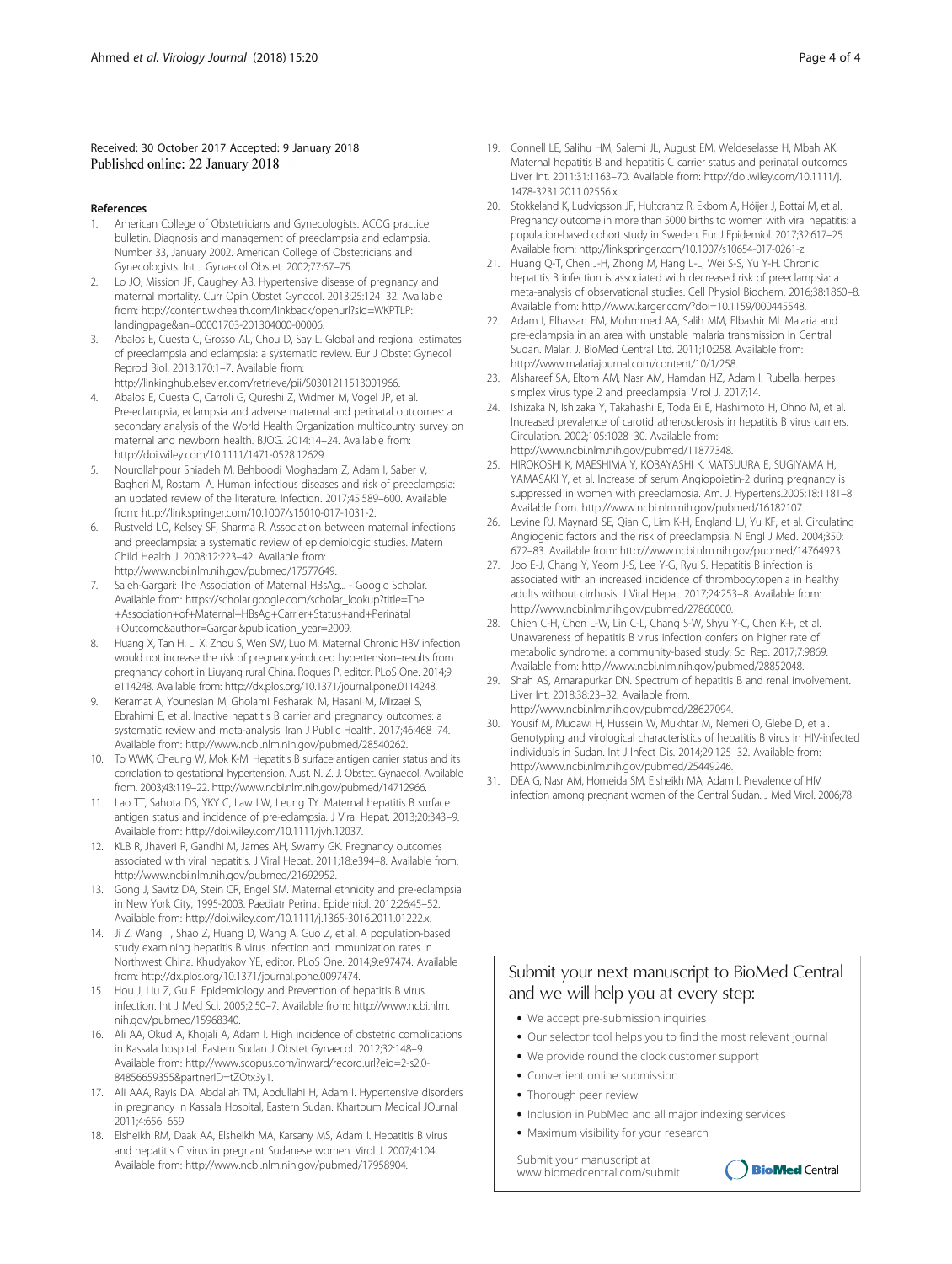Received: 30 October 2017 Accepted: 9 January 2018
Published online: 22 January 2018

## References

1. American College of Obstetricians and Gynecologists. ACOG practice bulletin. Diagnosis and management of preeclampsia and eclampsia. Number 33, January 2002. American College of Obstetricians and Gynecologists. Int J Gynaecol Obstet. 2002;77:67–75.
2. Lo JO, Mission JF, Caughey AB. Hypertensive disease of pregnancy and maternal mortality. Curr Opin Obstet Gynecol. 2013;25:124–32. Available from: http://content.wkhealth.com/linkback/openurl?sid=WKPTLP:landingpage&an=00001703-201304000-00006.
3. Abalos E, Cuesta C, Grosso AL, Chou D, Say L. Global and regional estimates of preeclampsia and eclampsia: a systematic review. Eur J Obstet Gynecol Reprod Biol. 2013;170:1–7. Available from: http://linkinghub.elsevier.com/retrieve/pii/S0301211513001966.
4. Abalos E, Cuesta C, Carroli G, Qureshi Z, Widmer M, Vogel JP, et al. Pre-eclampsia, eclampsia and adverse maternal and perinatal outcomes: a secondary analysis of the World Health Organization multicountry survey on maternal and newborn health. BJOG. 2014:14–24. Available from: http://doi.wiley.com/10.1111/1471-0528.12629.
5. Nourollahpour Shiadeh M, Behboodi Moghadam Z, Adam I, Saber V, Bagheri M, Rostami A. Human infectious diseases and risk of preeclampsia: an updated review of the literature. Infection. 2017;45:589–600. Available from: http://link.springer.com/10.1007/s15010-017-1031-2.
6. Rustveld LO, Kelsey SF, Sharma R. Association between maternal infections and preeclampsia: a systematic review of epidemiologic studies. Matern Child Health J. 2008;12:223–42. Available from: http://www.ncbi.nlm.nih.gov/pubmed/17577649.
7. Saleh-Gargari: The Association of Maternal HBsAg... - Google Scholar. Available from: https://scholar.google.com/scholar_lookup?title=The+Association+of+Maternal+HBsAg+Carrier+Status+and+Perinatal+Outcome&author=Gargari&publication_year=2009.
8. Huang X, Tan H, Li X, Zhou S, Wen SW, Luo M. Maternal Chronic HBV infection would not increase the risk of pregnancy-induced hypertension–results from pregnancy cohort in Liuyang rural China. Roques P, editor. PLoS One. 2014;9:e114248. Available from: http://dx.plos.org/10.1371/journal.pone.0114248.
9. Keramat A, Younesian M, Gholami Fesharaki M, Hasani M, Mirzaei S, Ebrahimi E, et al. Inactive hepatitis B carrier and pregnancy outcomes: a systematic review and meta-analysis. Iran J Public Health. 2017;46:468–74. Available from: http://www.ncbi.nlm.nih.gov/pubmed/28540262.
10. To WWK, Cheung W, Mok K-M. Hepatitis B surface antigen carrier status and its correlation to gestational hypertension. Aust. N. Z. J. Obstet. Gynaecol, Available from. 2003;43:119–22. http://www.ncbi.nlm.nih.gov/pubmed/14712966.
11. Lao TT, Sahota DS, YKY C, Law LW, Leung TY. Maternal hepatitis B surface antigen status and incidence of pre-eclampsia. J Viral Hepat. 2013;20:343–9. Available from: http://doi.wiley.com/10.1111/jvh.12037.
12. KLB R, Jhaveri R, Gandhi M, James AH, Swamy GK. Pregnancy outcomes associated with viral hepatitis. J Viral Hepat. 2011;18:e394–8. Available from: http://www.ncbi.nlm.nih.gov/pubmed/21692952.
13. Gong J, Savitz DA, Stein CR, Engel SM. Maternal ethnicity and pre-eclampsia in New York City, 1995-2003. Paediatr Perinat Epidemiol. 2012;26:45–52. Available from: http://doi.wiley.com/10.1111/j.1365-3016.2011.01222.x.
14. Ji Z, Wang T, Shao Z, Huang D, Wang A, Guo Z, et al. A population-based study examining hepatitis B virus infection and immunization rates in Northwest China. Khudyakov YE, editor. PLoS One. 2014;9:e97474. Available from: http://dx.plos.org/10.1371/journal.pone.0097474.
15. Hou J, Liu Z, Gu F. Epidemiology and Prevention of hepatitis B virus infection. Int J Med Sci. 2005;2:50–7. Available from: http://www.ncbi.nlm.nih.gov/pubmed/15968340.
16. Ali AA, Okud A, Khojali A, Adam I. High incidence of obstetric complications in Kassala hospital. Eastern Sudan J Obstet Gynaecol. 2012;32:148–9. Available from: http://www.scopus.com/inward/record.url?eid=2-s2.0-84856659355&partnerID=tZOtx3y1.
17. Ali AAA, Rayis DA, Abdallah TM, Abdullahi H, Adam I. Hypertensive disorders in pregnancy in Kassala Hospital, Eastern Sudan. Khartoum Medical JOurnal 2011;4:656–659.
18. Elsheikh RM, Daak AA, Elsheikh MA, Karsany MS, Adam I. Hepatitis B virus and hepatitis C virus in pregnant Sudanese women. Virol J. 2007;4:104. Available from: http://www.ncbi.nlm.nih.gov/pubmed/17958904.
19. Connell LE, Salihu HM, Salemi JL, August EM, Weldeselasse H, Mbah AK. Maternal hepatitis B and hepatitis C carrier status and perinatal outcomes. Liver Int. 2011;31:1163–70. Available from: http://doi.wiley.com/10.1111/j.1478-3231.2011.02556.x.
20. Stokkeland K, Ludvigsson JF, Hultcrantz R, Ekbom A, Höijer J, Bottai M, et al. Pregnancy outcome in more than 5000 births to women with viral hepatitis: a population-based cohort study in Sweden. Eur J Epidemiol. 2017;32:617–25. Available from: http://link.springer.com/10.1007/s10654-017-0261-z.
21. Huang Q-T, Chen J-H, Zhong M, Hang L-L, Wei S-S, Yu Y-H. Chronic hepatitis B infection is associated with decreased risk of preeclampsia: a meta-analysis of observational studies. Cell Physiol Biochem. 2016;38:1860–8. Available from: http://www.karger.com/?doi=10.1159/000445548.
22. Adam I, Elhassan EM, Mohmmed AA, Salih MM, Elbashir MI. Malaria and pre-eclampsia in an area with unstable malaria transmission in Central Sudan. Malar. J. BioMed Central Ltd. 2011;10:258. Available from: http://www.malariajournal.com/content/10/1/258.
23. Alshareef SA, Eltom AM, Nasr AM, Hamdan HZ, Adam I. Rubella, herpes simplex virus type 2 and preeclampsia. Virol J. 2017;14.
24. Ishizaka N, Ishizaka Y, Takahashi E, Toda Ei E, Hashimoto H, Ohno M, et al. Increased prevalence of carotid atherosclerosis in hepatitis B virus carriers. Circulation. 2002;105:1028–30. Available from: http://www.ncbi.nlm.nih.gov/pubmed/11877348.
25. HIROKOSHI K, MAESHIMA Y, KOBAYASHI K, MATSUURA E, SUGIYAMA H, YAMASAKI Y, et al. Increase of serum Angiopoietin-2 during pregnancy is suppressed in women with preeclampsia. Am. J. Hypertens.2005;18:1181–8. Available from. http://www.ncbi.nlm.nih.gov/pubmed/16182107.
26. Levine RJ, Maynard SE, Qian C, Lim K-H, England LJ, Yu KF, et al. Circulating Angiogenic factors and the risk of preeclampsia. N Engl J Med. 2004;350:672–83. Available from: http://www.ncbi.nlm.nih.gov/pubmed/14764923.
27. Joo E-J, Chang Y, Yeom J-S, Lee Y-G, Ryu S. Hepatitis B infection is associated with an increased incidence of thrombocytopenia in healthy adults without cirrhosis. J Viral Hepat. 2017;24:253–8. Available from: http://www.ncbi.nlm.nih.gov/pubmed/27860000.
28. Chien C-H, Chen L-W, Lin C-L, Chang S-W, Shyu Y-C, Chen K-F, et al. Unawareness of hepatitis B virus infection confers on higher rate of metabolic syndrome: a community-based study. Sci Rep. 2017;7:9869. Available from: http://www.ncbi.nlm.nih.gov/pubmed/28852048.
29. Shah AS, Amarapurkar DN. Spectrum of hepatitis B and renal involvement. Liver Int. 2018;38:23–32. Available from. http://www.ncbi.nlm.nih.gov/pubmed/28627094.
30. Yousif M, Mudawi H, Hussein W, Mukhtar M, Nemeri O, Glebe D, et al. Genotyping and virological characteristics of hepatitis B virus in HIV-infected individuals in Sudan. Int J Infect Dis. 2014;29:125–32. Available from: http://www.ncbi.nlm.nih.gov/pubmed/25449246.
31. DEA G, Nasr AM, Homeida SM, Elsheikh MA, Adam I. Prevalence of HIV infection among pregnant women of the Central Sudan. J Med Virol. 2006;78

Submit your next manuscript to BioMed Central and we will help you at every step:

- We accept pre-submission inquiries
- Our selector tool helps you to find the most relevant journal
- We provide round the clock customer support
- Convenient online submission
- Thorough peer review
- Inclusion in PubMed and all major indexing services
- Maximum visibility for your research

Submit your manuscript at
www.biomedcentral.com/submit

BioMed Central